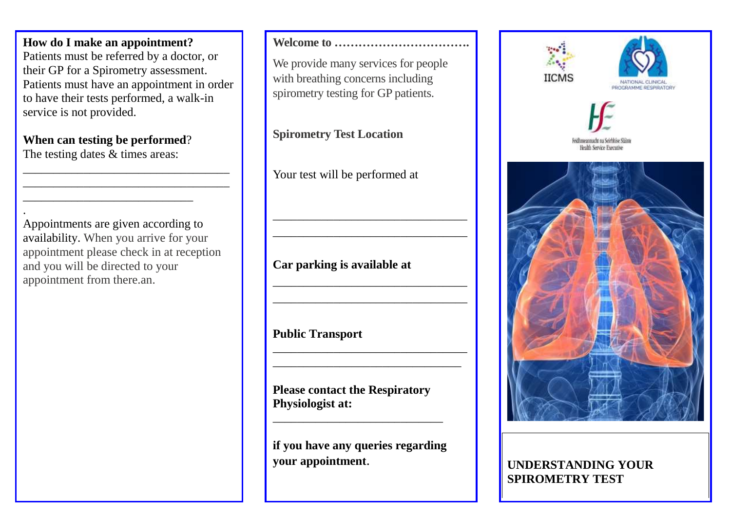**How do I make an appointment?**
Patients must be referred by a doctor, or their GP for a Spirometry assessment. Patients must have an appointment in order to have their tests performed, a walk-in service is not provided.

**When can testing be performed**?
The testing dates & times areas:

___________________________________
___________________________________
____________________________

.
Appointments are given according to availability. When you arrive for your appointment please check in at reception and you will be directed to your appointment from there.an.

**Welcome to …………………………….**

We provide many services for people with breathing concerns including spirometry testing for GP patients.

**Spirometry Test Location**

Your test will be performed at

___________________________________
___________________________________

**Car parking is available at**

___________________________________
___________________________________

**Public Transport**

___________________________________
___________________________________

**Please contact the Respiratory Physiologist at:**

______________________________

**if you have any queries regarding your appointment**.

IICMS

NATIONAL CLINICAL PROGRAMME RESPIRATORY

Feidhmeannacht na Seirbhíse Sláinte
Health Service Executive

**UNDERSTANDING YOUR SPIROMETRY TEST**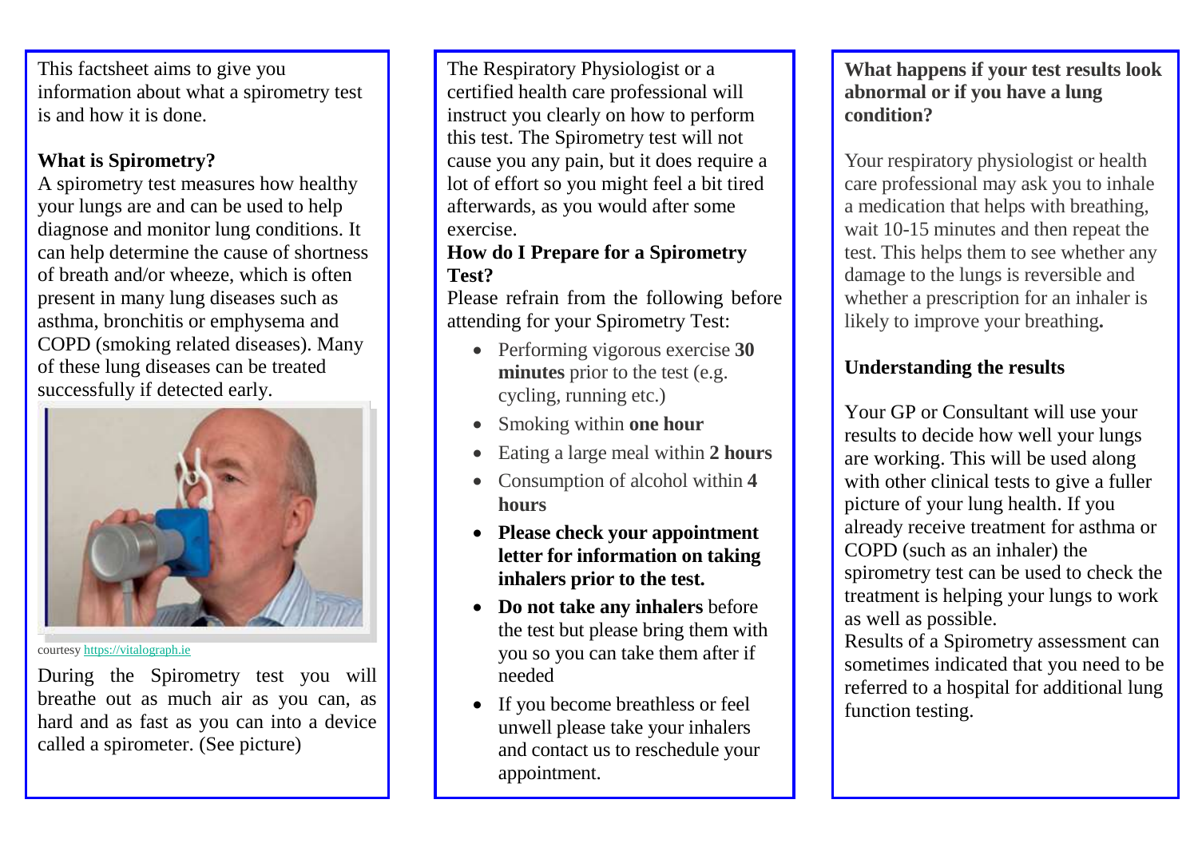This factsheet aims to give you information about what a spirometry test is and how it is done.

**What is Spirometry?**

A spirometry test measures how healthy your lungs are and can be used to help diagnose and monitor lung conditions. It can help determine the cause of shortness of breath and/or wheeze, which is often present in many lung diseases such as asthma, bronchitis or emphysema and COPD (smoking related diseases). Many of these lung diseases can be treated successfully if detected early.

courtesy https://vitalograph.ie

During the Spirometry test you will breathe out as much air as you can, as hard and as fast as you can into a device called a spirometer. (See picture)

The Respiratory Physiologist or a certified health care professional will instruct you clearly on how to perform this test. The Spirometry test will not cause you any pain, but it does require a lot of effort so you might feel a bit tired afterwards, as you would after some exercise.

**How do I Prepare for a Spirometry Test?**

Please refrain from the following before attending for your Spirometry Test:

- Performing vigorous exercise **30 minutes** prior to the test (e.g. cycling, running etc.)
- Smoking within **one hour**
- Eating a large meal within **2 hours**
- Consumption of alcohol within **4 hours**
- **Please check your appointment letter for information on taking inhalers prior to the test.**
- **Do not take any inhalers** before the test but please bring them with you so you can take them after if needed
- If you become breathless or feel unwell please take your inhalers and contact us to reschedule your appointment.

**What happens if your test results look abnormal or if you have a lung condition?**

Your respiratory physiologist or health care professional may ask you to inhale a medication that helps with breathing, wait 10-15 minutes and then repeat the test. This helps them to see whether any damage to the lungs is reversible and whether a prescription for an inhaler is likely to improve your breathing**.**

**Understanding the results**

Your GP or Consultant will use your results to decide how well your lungs are working. This will be used along with other clinical tests to give a fuller picture of your lung health. If you already receive treatment for asthma or COPD (such as an inhaler) the spirometry test can be used to check the treatment is helping your lungs to work as well as possible.

Results of a Spirometry assessment can sometimes indicated that you need to be referred to a hospital for additional lung function testing.